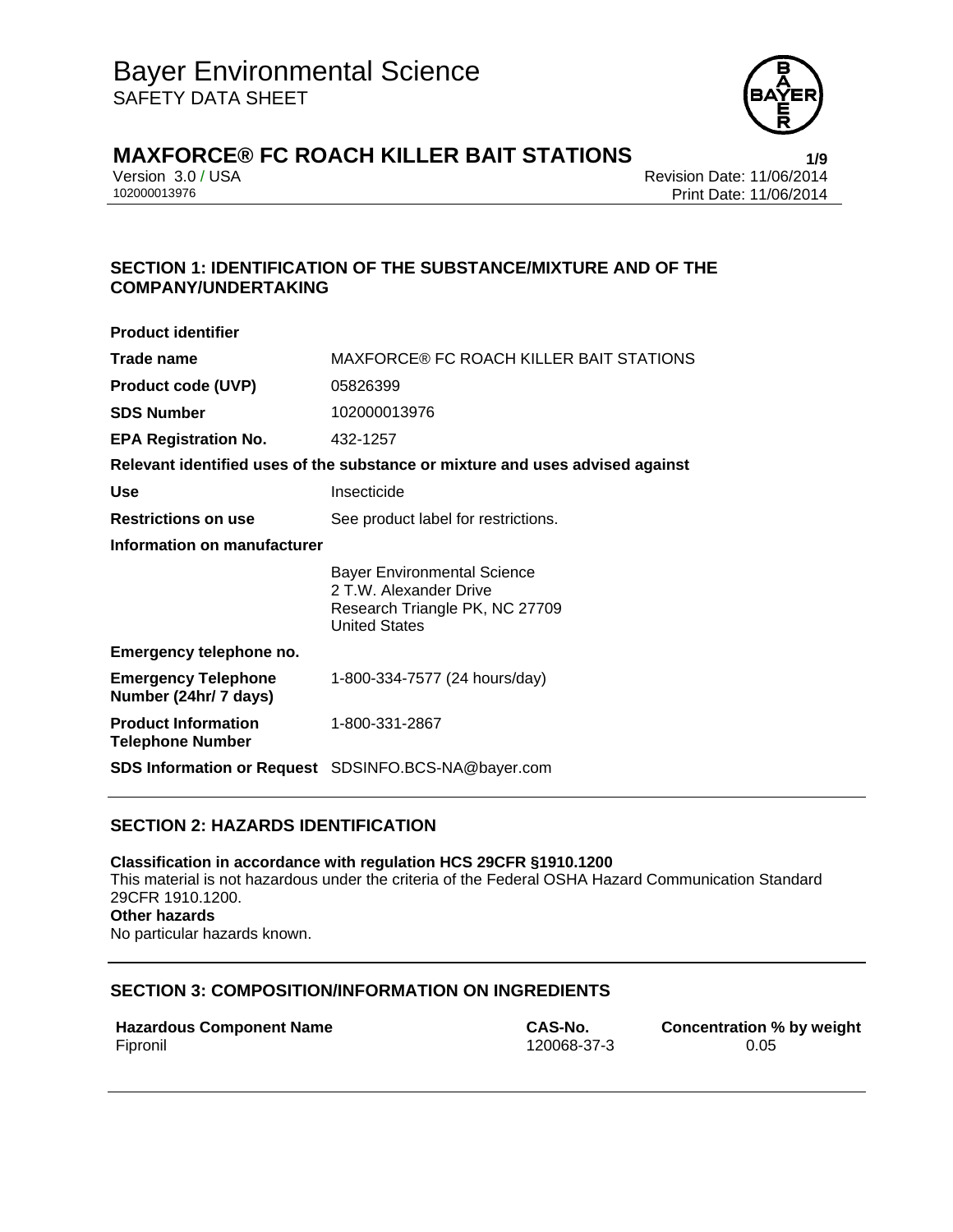# Bayer Environmental Science
SAFETY DATA SHEET

## MAXFORCE® FC ROACH KILLER BAIT STATIONS

Version 3.0 / USA
102000013976

Revision Date: 11/06/2014
Print Date: 11/06/2014

## SECTION 1: IDENTIFICATION OF THE SUBSTANCE/MIXTURE AND OF THE COMPANY/UNDERTAKING

**Product identifier**

| | |
|---|---|
| **Trade name** | MAXFORCE® FC ROACH KILLER BAIT STATIONS |
| **Product code (UVP)** | 05826399 |
| **SDS Number** | 102000013976 |
| **EPA Registration No.** | 432-1257 |

**Relevant identified uses of the substance or mixture and uses advised against**

| | |
|---|---|
| **Use** | Insecticide |
| **Restrictions on use** | See product label for restrictions. |

**Information on manufacturer**

Bayer Environmental Science
2 T.W. Alexander Drive
Research Triangle PK, NC 27709
United States

**Emergency telephone no.**

| | |
|---|---|
| **Emergency Telephone Number (24hr/ 7 days)** | 1-800-334-7577 (24 hours/day) |
| **Product Information Telephone Number** | 1-800-331-2867 |
| **SDS Information or Request** | SDSINFO.BCS-NA@bayer.com |

## SECTION 2: HAZARDS IDENTIFICATION

**Classification in accordance with regulation HCS 29CFR §1910.1200**
This material is not hazardous under the criteria of the Federal OSHA Hazard Communication Standard 29CFR 1910.1200.
**Other hazards**
No particular hazards known.

## SECTION 3: COMPOSITION/INFORMATION ON INGREDIENTS

| Hazardous Component Name | CAS-No. | Concentration % by weight |
|---|---|---|
| Fipronil | 120068-37-3 | 0.05 |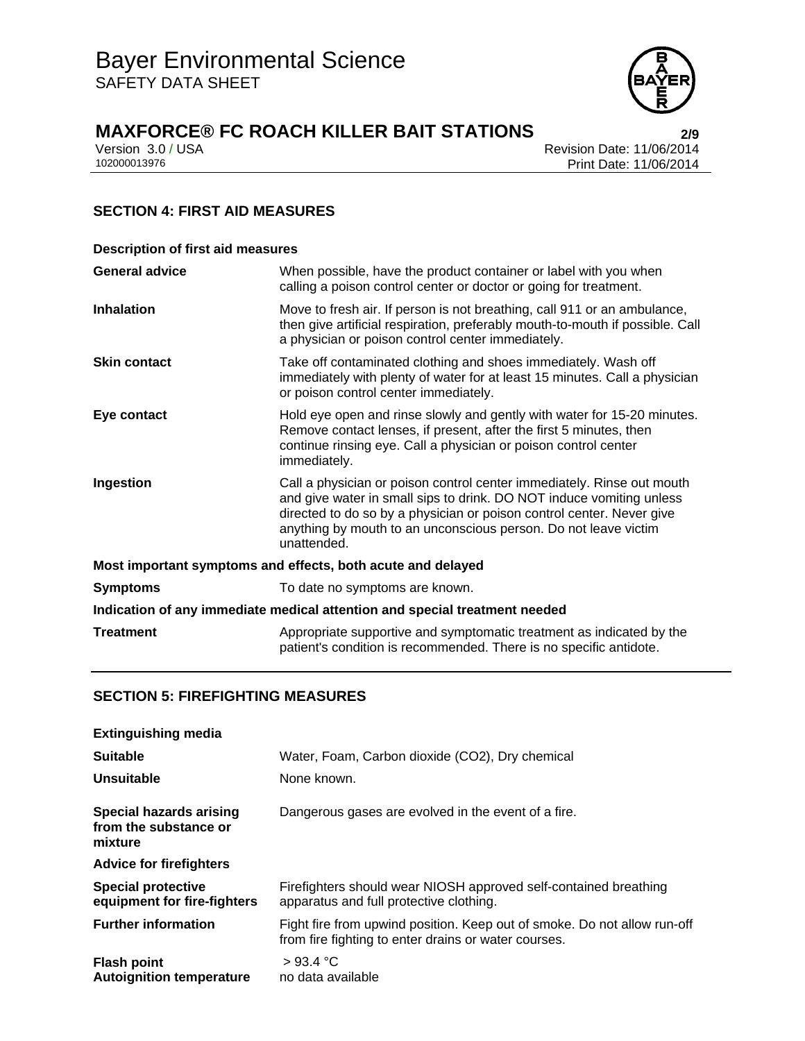## SECTION 4: FIRST AID MEASURES

**Description of first aid measures**

| | |
|---|---|
| **General advice** | When possible, have the product container or label with you when calling a poison control center or doctor or going for treatment. |
| **Inhalation** | Move to fresh air. If person is not breathing, call 911 or an ambulance, then give artificial respiration, preferably mouth-to-mouth if possible. Call a physician or poison control center immediately. |
| **Skin contact** | Take off contaminated clothing and shoes immediately. Wash off immediately with plenty of water for at least 15 minutes. Call a physician or poison control center immediately. |
| **Eye contact** | Hold eye open and rinse slowly and gently with water for 15-20 minutes. Remove contact lenses, if present, after the first 5 minutes, then continue rinsing eye. Call a physician or poison control center immediately. |
| **Ingestion** | Call a physician or poison control center immediately. Rinse out mouth and give water in small sips to drink. DO NOT induce vomiting unless directed to do so by a physician or poison control center. Never give anything by mouth to an unconscious person. Do not leave victim unattended. |

**Most important symptoms and effects, both acute and delayed**

| | |
|---|---|
| **Symptoms** | To date no symptoms are known. |

**Indication of any immediate medical attention and special treatment needed**

| | |
|---|---|
| **Treatment** | Appropriate supportive and symptomatic treatment as indicated by the patient's condition is recommended. There is no specific antidote. |

## SECTION 5: FIREFIGHTING MEASURES

**Extinguishing media**

| | |
|---|---|
| **Suitable** | Water, Foam, Carbon dioxide ($CO_2$), Dry chemical |
| **Unsuitable** | None known. |
| **Special hazards arising from the substance or mixture** | Dangerous gases are evolved in the event of a fire. |

**Advice for firefighters**

| | |
|---|---|
| **Special protective equipment for fire-fighters** | Firefighters should wear NIOSH approved self-contained breathing apparatus and full protective clothing. |
| **Further information** | Fight fire from upwind position. Keep out of smoke. Do not allow run-off from fire fighting to enter drains or water courses. |
| **Flash point** | > 93.4 °C |
| **Autoignition temperature** | no data available |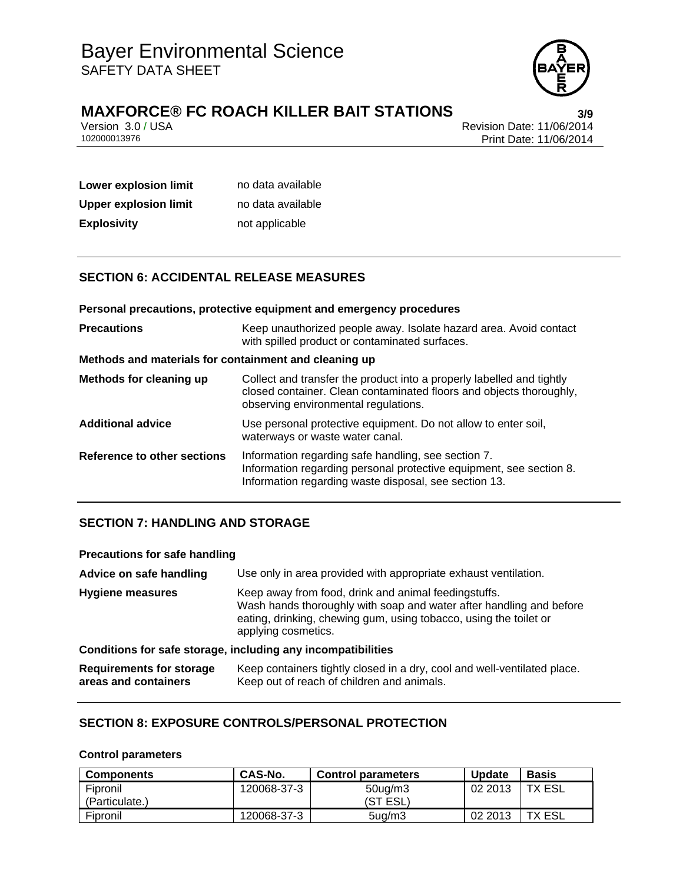| | |
|---|---|
| **Lower explosion limit** | no data available |
| **Upper explosion limit** | no data available |
| **Explosivity** | not applicable |

## SECTION 6: ACCIDENTAL RELEASE MEASURES

**Personal precautions, protective equipment and emergency procedures**

| | |
|---|---|
| **Precautions** | Keep unauthorized people away. Isolate hazard area. Avoid contact with spilled product or contaminated surfaces. |

**Methods and materials for containment and cleaning up**

| | |
|---|---|
| **Methods for cleaning up** | Collect and transfer the product into a properly labelled and tightly closed container. Clean contaminated floors and objects thoroughly, observing environmental regulations. |
| **Additional advice** | Use personal protective equipment. Do not allow to enter soil, waterways or waste water canal. |
| **Reference to other sections** | Information regarding safe handling, see section 7.<br>Information regarding personal protective equipment, see section 8.<br>Information regarding waste disposal, see section 13. |

## SECTION 7: HANDLING AND STORAGE

**Precautions for safe handling**

| | |
|---|---|
| **Advice on safe handling** | Use only in area provided with appropriate exhaust ventilation. |
| **Hygiene measures** | Keep away from food, drink and animal feedingstuffs.<br>Wash hands thoroughly with soap and water after handling and before eating, drinking, chewing gum, using tobacco, using the toilet or applying cosmetics. |

**Conditions for safe storage, including any incompatibilities**

| | |
|---|---|
| **Requirements for storage areas and containers** | Keep containers tightly closed in a dry, cool and well-ventilated place.<br>Keep out of reach of children and animals. |

## SECTION 8: EXPOSURE CONTROLS/PERSONAL PROTECTION

**Control parameters**

| Components | CAS-No. | Control parameters | Update | Basis |
|---|---|---|---|---|
| Fipronil (Particulate.) | 120068-37-3 | 50ug/m3 (ST ESL) | 02 2013 | TX ESL |
| Fipronil | 120068-37-3 | 5ug/m3 | 02 2013 | TX ESL |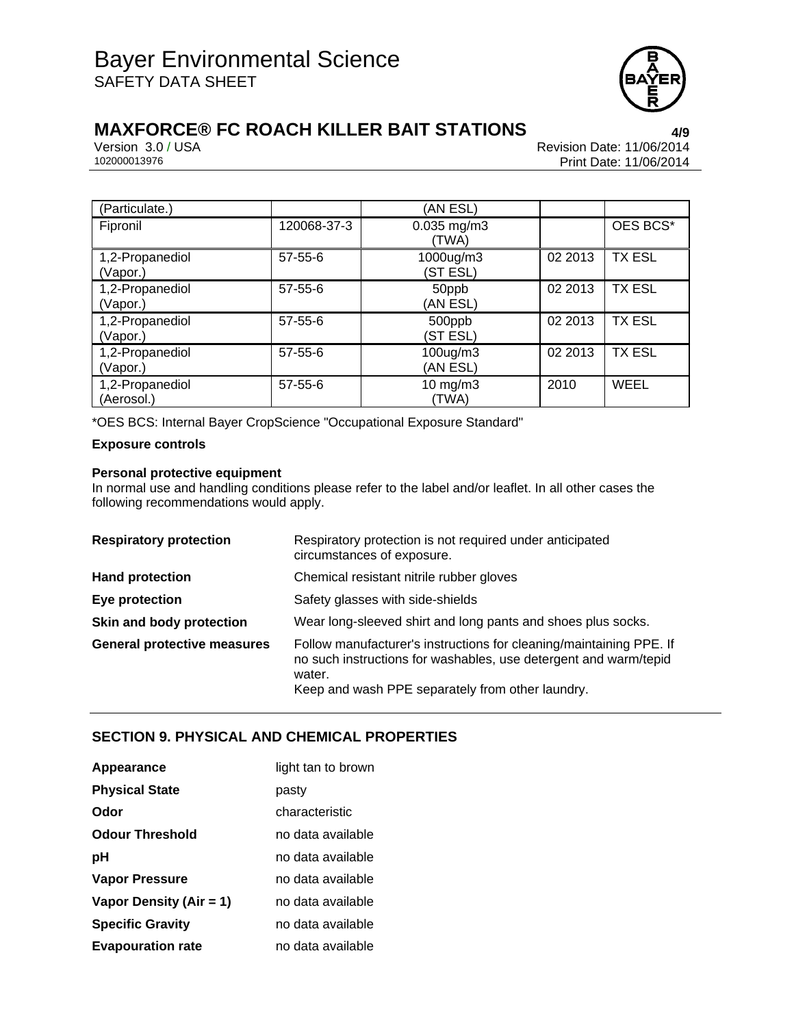| (Particulate.) | | (AN ESL) | | |
|---|---|---|---|---|
| Fipronil | 120068-37-3 | 0.035 mg/m3 (TWA) | | OES BCS* |
| 1,2-Propanediol (Vapor.) | 57-55-6 | 1000ug/m3 (ST ESL) | 02 2013 | TX ESL |
| 1,2-Propanediol (Vapor.) | 57-55-6 | 50ppb (AN ESL) | 02 2013 | TX ESL |
| 1,2-Propanediol (Vapor.) | 57-55-6 | 500ppb (ST ESL) | 02 2013 | TX ESL |
| 1,2-Propanediol (Vapor.) | 57-55-6 | 100ug/m3 (AN ESL) | 02 2013 | TX ESL |
| 1,2-Propanediol (Aerosol.) | 57-55-6 | 10 mg/m3 (TWA) | 2010 | WEEL |

*OES BCS: Internal Bayer CropScience "Occupational Exposure Standard"

**Exposure controls**

**Personal protective equipment**

In normal use and handling conditions please refer to the label and/or leaflet. In all other cases the following recommendations would apply.

| | |
|---|---|
| **Respiratory protection** | Respiratory protection is not required under anticipated circumstances of exposure. |
| **Hand protection** | Chemical resistant nitrile rubber gloves |
| **Eye protection** | Safety glasses with side-shields |
| **Skin and body protection** | Wear long-sleeved shirt and long pants and shoes plus socks. |
| **General protective measures** | Follow manufacturer's instructions for cleaning/maintaining PPE. If no such instructions for washables, use detergent and warm/tepid water. Keep and wash PPE separately from other laundry. |

## SECTION 9. PHYSICAL AND CHEMICAL PROPERTIES

| | |
|---|---|
| **Appearance** | light tan to brown |
| **Physical State** | pasty |
| **Odor** | characteristic |
| **Odour Threshold** | no data available |
| **pH** | no data available |
| **Vapor Pressure** | no data available |
| **Vapor Density (Air = 1)** | no data available |
| **Specific Gravity** | no data available |
| **Evapouration rate** | no data available |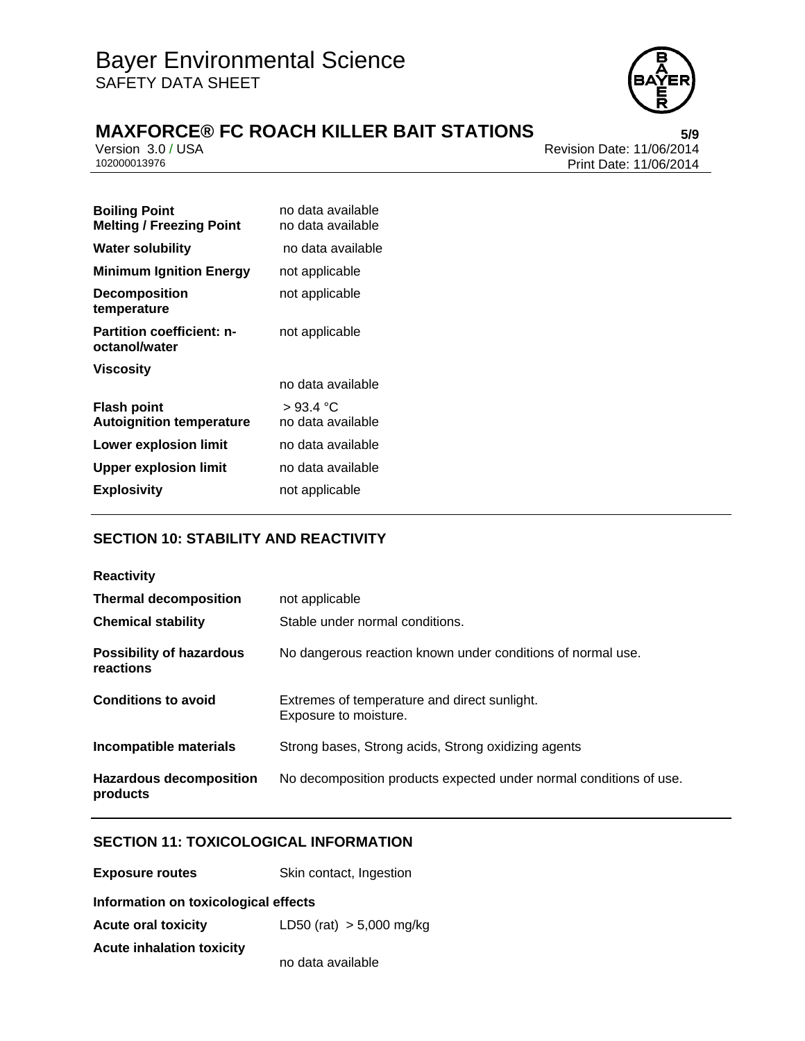| | |
|---|---|
| **Boiling Point** | no data available |
| **Melting / Freezing Point** | no data available |
| **Water solubility** | no data available |
| **Minimum Ignition Energy** | not applicable |
| **Decomposition temperature** | not applicable |
| **Partition coefficient: n-octanol/water** | not applicable |
| **Viscosity** | no data available |
| **Flash point** | > 93.4 °C |
| **Autoignition temperature** | no data available |
| **Lower explosion limit** | no data available |
| **Upper explosion limit** | no data available |
| **Explosivity** | not applicable |

## SECTION 10: STABILITY AND REACTIVITY

**Reactivity**

| | |
|---|---|
| **Thermal decomposition** | not applicable |
| **Chemical stability** | Stable under normal conditions. |
| **Possibility of hazardous reactions** | No dangerous reaction known under conditions of normal use. |
| **Conditions to avoid** | Extremes of temperature and direct sunlight. Exposure to moisture. |
| **Incompatible materials** | Strong bases, Strong acids, Strong oxidizing agents |
| **Hazardous decomposition products** | No decomposition products expected under normal conditions of use. |

## SECTION 11: TOXICOLOGICAL INFORMATION

**Exposure routes** Skin contact, Ingestion

**Information on toxicological effects**

| | |
|---|---|
| **Acute oral toxicity** | LD50 (rat) > 5,000 mg/kg |
| **Acute inhalation toxicity** | no data available |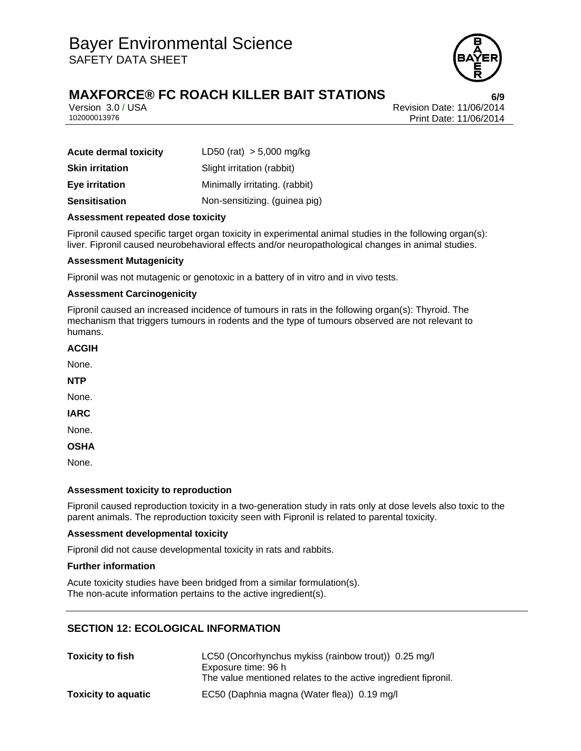| | |
|---|---|
| **Acute dermal toxicity** | LD50 (rat) > 5,000 mg/kg |
| **Skin irritation** | Slight irritation (rabbit) |
| **Eye irritation** | Minimally irritating. (rabbit) |
| **Sensitisation** | Non-sensitizing. (guinea pig) |

**Assessment repeated dose toxicity**

Fipronil caused specific target organ toxicity in experimental animal studies in the following organ(s): liver. Fipronil caused neurobehavioral effects and/or neuropathological changes in animal studies.

**Assessment Mutagenicity**

Fipronil was not mutagenic or genotoxic in a battery of in vitro and in vivo tests.

**Assessment Carcinogenicity**

Fipronil caused an increased incidence of tumours in rats in the following organ(s): Thyroid. The mechanism that triggers tumours in rodents and the type of tumours observed are not relevant to humans.

**ACGIH**

None.

**NTP**

None.

**IARC**

None.

**OSHA**

None.

**Assessment toxicity to reproduction**

Fipronil caused reproduction toxicity in a two-generation study in rats only at dose levels also toxic to the parent animals. The reproduction toxicity seen with Fipronil is related to parental toxicity.

**Assessment developmental toxicity**

Fipronil did not cause developmental toxicity in rats and rabbits.

**Further information**

Acute toxicity studies have been bridged from a similar formulation(s).
The non-acute information pertains to the active ingredient(s).

## SECTION 12: ECOLOGICAL INFORMATION

| | |
|---|---|
| **Toxicity to fish** | LC50 (Oncorhynchus mykiss (rainbow trout)) 0.25 mg/l<br>Exposure time: 96 h<br>The value mentioned relates to the active ingredient fipronil. |
| **Toxicity to aquatic** | EC50 (Daphnia magna (Water flea)) 0.19 mg/l |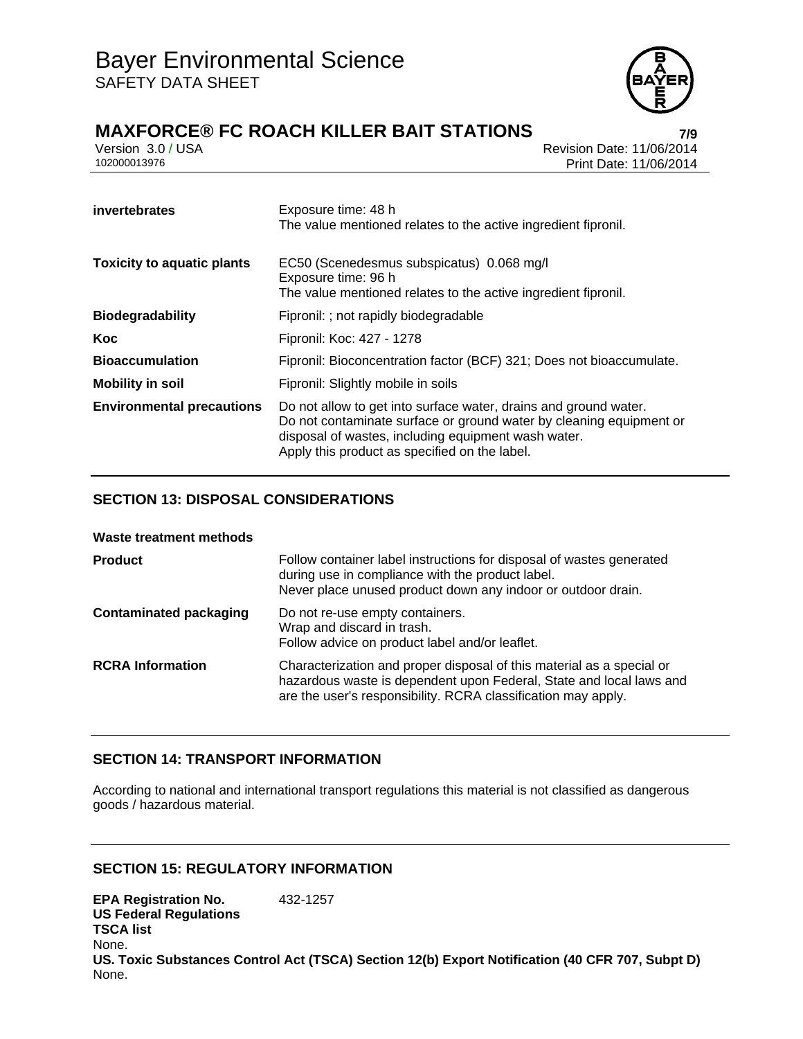| | |
|---|---|
| **invertebrates** | Exposure time: 48 h<br>The value mentioned relates to the active ingredient fipronil. |
| **Toxicity to aquatic plants** | EC50 (Scenedesmus subspicatus) 0.068 mg/l<br>Exposure time: 96 h<br>The value mentioned relates to the active ingredient fipronil. |
| **Biodegradability** | Fipronil: ; not rapidly biodegradable |
| **Koc** | Fipronil: Koc: 427 - 1278 |
| **Bioaccumulation** | Fipronil: Bioconcentration factor (BCF) 321; Does not bioaccumulate. |
| **Mobility in soil** | Fipronil: Slightly mobile in soils |
| **Environmental precautions** | Do not allow to get into surface water, drains and ground water.<br>Do not contaminate surface or ground water by cleaning equipment or disposal of wastes, including equipment wash water.<br>Apply this product as specified on the label. |

## SECTION 13: DISPOSAL CONSIDERATIONS

**Waste treatment methods**

| | |
|---|---|
| **Product** | Follow container label instructions for disposal of wastes generated during use in compliance with the product label.<br>Never place unused product down any indoor or outdoor drain. |
| **Contaminated packaging** | Do not re-use empty containers.<br>Wrap and discard in trash.<br>Follow advice on product label and/or leaflet. |
| **RCRA Information** | Characterization and proper disposal of this material as a special or hazardous waste is dependent upon Federal, State and local laws and are the user's responsibility. RCRA classification may apply. |

## SECTION 14: TRANSPORT INFORMATION

According to national and international transport regulations this material is not classified as dangerous goods / hazardous material.

## SECTION 15: REGULATORY INFORMATION

**EPA Registration No.** 432-1257

**US Federal Regulations**

**TSCA list**

None.

**US. Toxic Substances Control Act (TSCA) Section 12(b) Export Notification (40 CFR 707, Subpt D)**

None.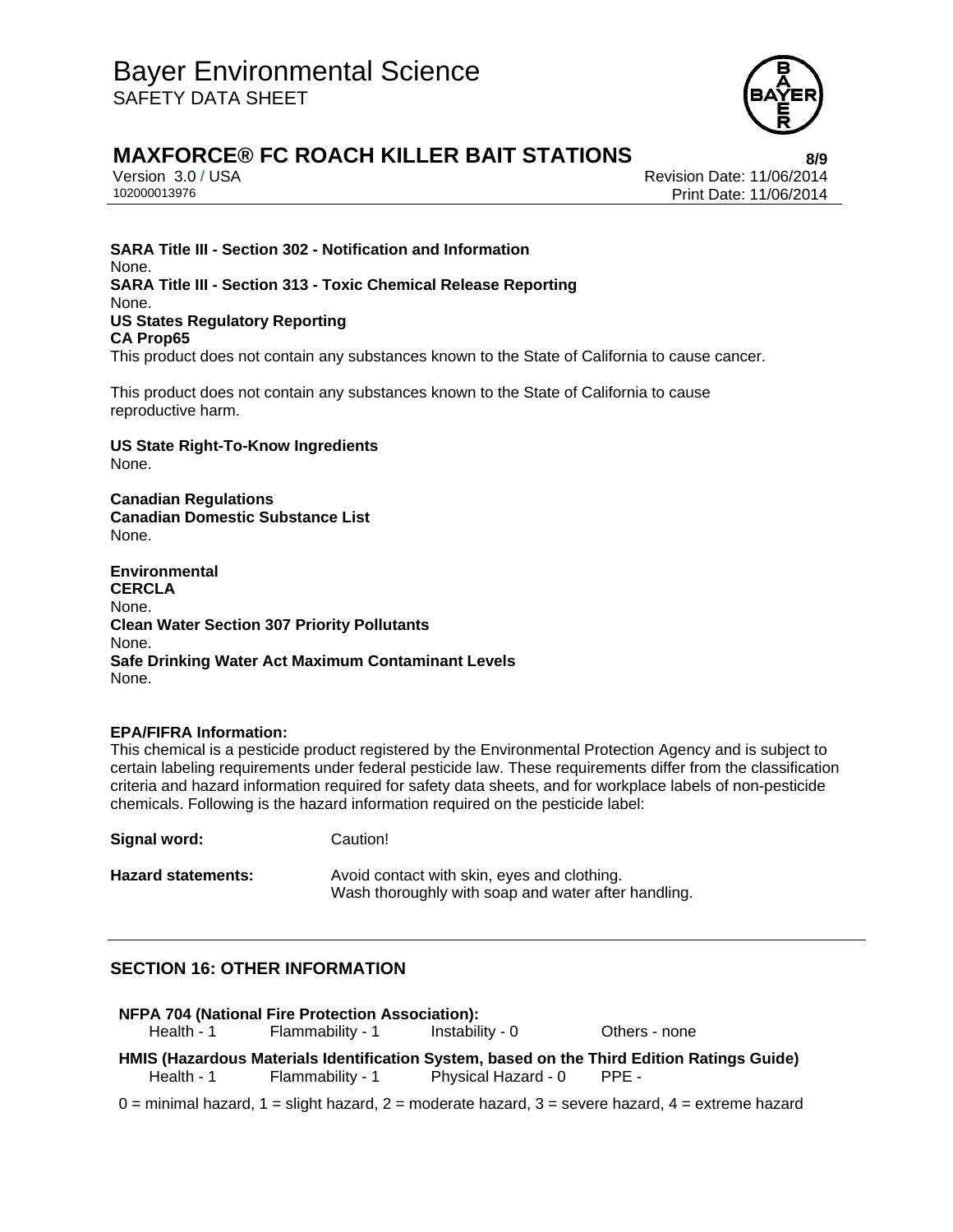**SARA Title III - Section 302 - Notification and Information**
None.
**SARA Title III - Section 313 - Toxic Chemical Release Reporting**
None.
**US States Regulatory Reporting**
**CA Prop65**
This product does not contain any substances known to the State of California to cause cancer.

This product does not contain any substances known to the State of California to cause reproductive harm.

**US State Right-To-Know Ingredients**
None.

**Canadian Regulations**
**Canadian Domestic Substance List**
None.

**Environmental**
**CERCLA**
None.
**Clean Water Section 307 Priority Pollutants**
None.
**Safe Drinking Water Act Maximum Contaminant Levels**
None.

**EPA/FIFRA Information:**
This chemical is a pesticide product registered by the Environmental Protection Agency and is subject to certain labeling requirements under federal pesticide law. These requirements differ from the classification criteria and hazard information required for safety data sheets, and for workplace labels of non-pesticide chemicals. Following is the hazard information required on the pesticide label:

**Signal word:** Caution!

**Hazard statements:** Avoid contact with skin, eyes and clothing.
Wash thoroughly with soap and water after handling.

## SECTION 16: OTHER INFORMATION

**NFPA 704 (National Fire Protection Association):**

| Health - 1 | Flammability - 1 | Instability - 0 | Others - none |
|---|---|---|---|

**HMIS (Hazardous Materials Identification System, based on the Third Edition Ratings Guide)**

| Health - 1 | Flammability - 1 | Physical Hazard - 0 | PPE - |
|---|---|---|---|

0 = minimal hazard, 1 = slight hazard, 2 = moderate hazard, 3 = severe hazard, 4 = extreme hazard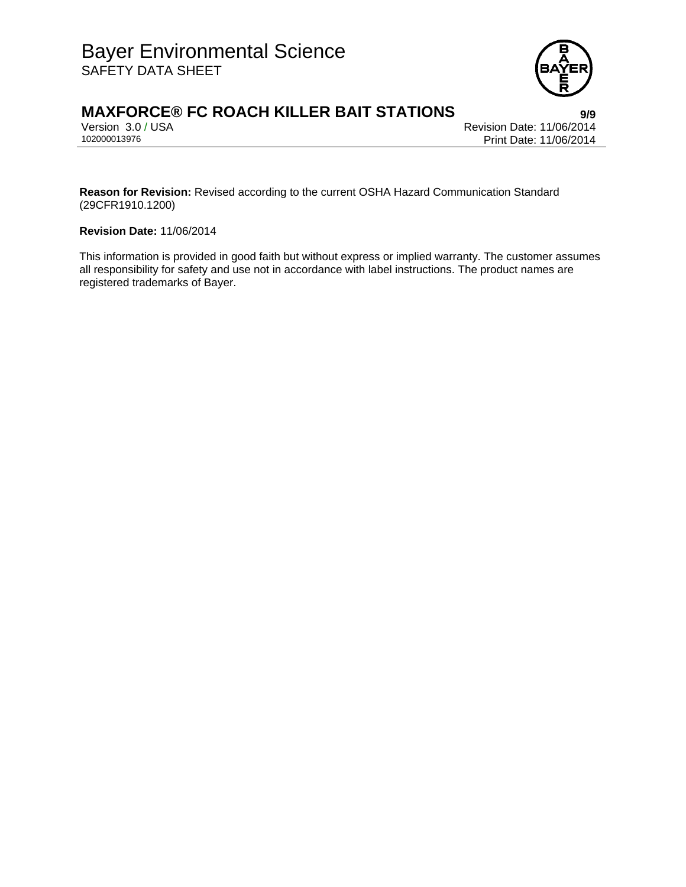**Reason for Revision:** Revised according to the current OSHA Hazard Communication Standard (29CFR1910.1200)

**Revision Date:** 11/06/2014

This information is provided in good faith but without express or implied warranty. The customer assumes all responsibility for safety and use not in accordance with label instructions. The product names are registered trademarks of Bayer.